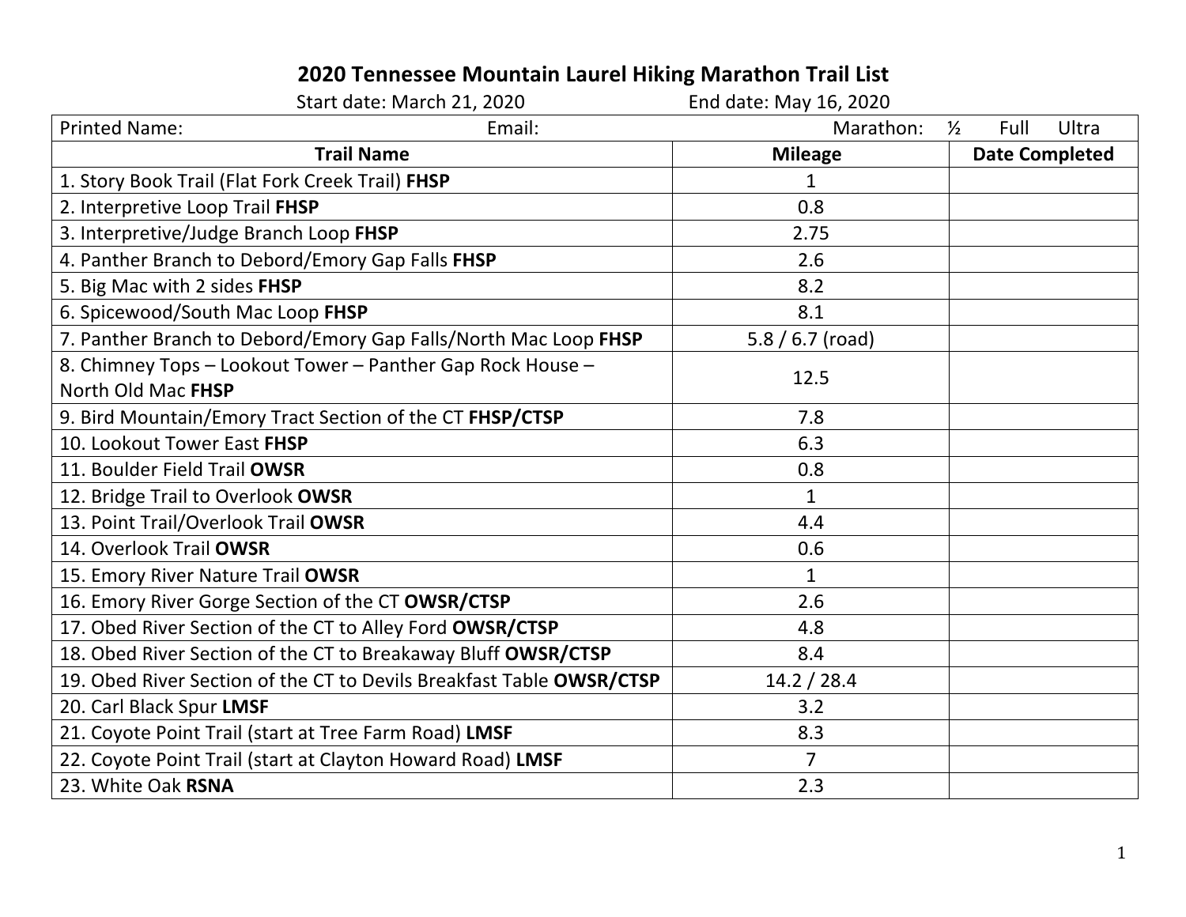# 2020 Tennessee Mountain Laurel Hiking Marathon Trail List

Start date: March 21, 2020 End date: May 16, 2020

| Printed Name: Email: | Marathon: ½ Full Ultra | |
|---|---|---|
| **Trail Name** | **Mileage** | **Date Completed** |
| 1. Story Book Trail (Flat Fork Creek Trail) **FHSP** | 1 | |
| 2. Interpretive Loop Trail **FHSP** | 0.8 | |
| 3. Interpretive/Judge Branch Loop **FHSP** | 2.75 | |
| 4. Panther Branch to Debord/Emory Gap Falls **FHSP** | 2.6 | |
| 5. Big Mac with 2 sides **FHSP** | 8.2 | |
| 6. Spicewood/South Mac Loop **FHSP** | 8.1 | |
| 7. Panther Branch to Debord/Emory Gap Falls/North Mac Loop **FHSP** | 5.8 / 6.7 (road) | |
| 8. Chimney Tops – Lookout Tower – Panther Gap Rock House – North Old Mac **FHSP** | 12.5 | |
| 9. Bird Mountain/Emory Tract Section of the CT **FHSP/CTSP** | 7.8 | |
| 10. Lookout Tower East **FHSP** | 6.3 | |
| 11. Boulder Field Trail **OWSR** | 0.8 | |
| 12. Bridge Trail to Overlook **OWSR** | 1 | |
| 13. Point Trail/Overlook Trail **OWSR** | 4.4 | |
| 14. Overlook Trail **OWSR** | 0.6 | |
| 15. Emory River Nature Trail **OWSR** | 1 | |
| 16. Emory River Gorge Section of the CT **OWSR/CTSP** | 2.6 | |
| 17. Obed River Section of the CT to Alley Ford **OWSR/CTSP** | 4.8 | |
| 18. Obed River Section of the CT to Breakaway Bluff **OWSR/CTSP** | 8.4 | |
| 19. Obed River Section of the CT to Devils Breakfast Table **OWSR/CTSP** | 14.2 / 28.4 | |
| 20. Carl Black Spur **LMSF** | 3.2 | |
| 21. Coyote Point Trail (start at Tree Farm Road) **LMSF** | 8.3 | |
| 22. Coyote Point Trail (start at Clayton Howard Road) **LMSF** | 7 | |
| 23. White Oak **RSNA** | 2.3 | |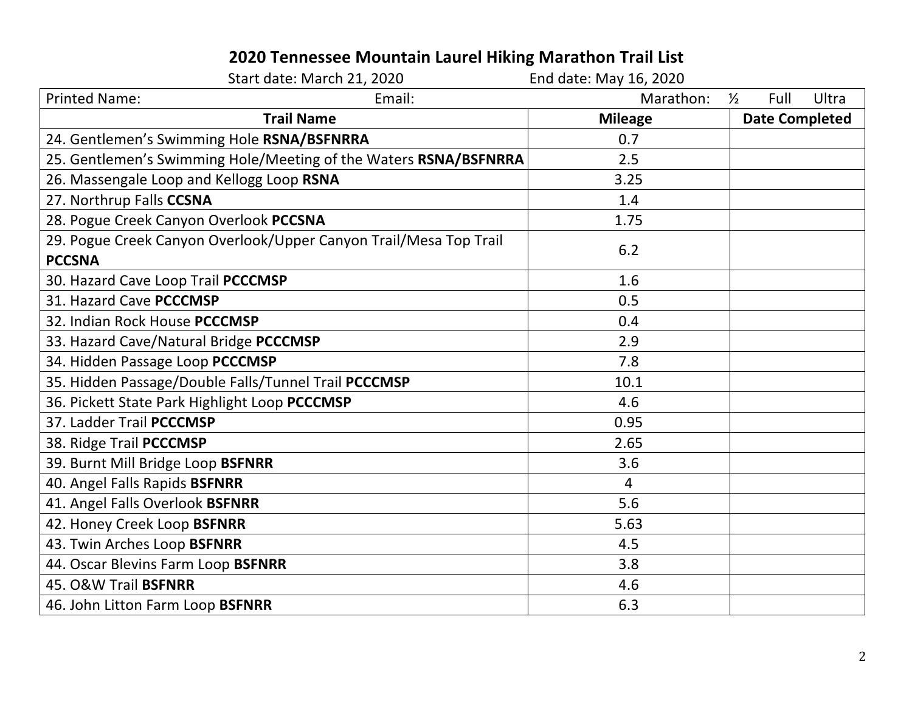## 2020 Tennessee Mountain Laurel Hiking Marathon Trail List

Start date: March 21, 2020 End date: May 16, 2020

| Printed Name: Email: | Marathon: ½ Full Ultra | |
|---|---|---|
| **Trail Name** | **Mileage** | **Date Completed** |
| 24. Gentlemen's Swimming Hole **RSNA/BSFNRRA** | 0.7 | |
| 25. Gentlemen's Swimming Hole/Meeting of the Waters **RSNA/BSFNRRA** | 2.5 | |
| 26. Massengale Loop and Kellogg Loop **RSNA** | 3.25 | |
| 27. Northrup Falls **CCSNA** | 1.4 | |
| 28. Pogue Creek Canyon Overlook **PCCSNA** | 1.75 | |
| 29. Pogue Creek Canyon Overlook/Upper Canyon Trail/Mesa Top Trail **PCCSNA** | 6.2 | |
| 30. Hazard Cave Loop Trail **PCCCMSP** | 1.6 | |
| 31. Hazard Cave **PCCCMSP** | 0.5 | |
| 32. Indian Rock House **PCCCMSP** | 0.4 | |
| 33. Hazard Cave/Natural Bridge **PCCCMSP** | 2.9 | |
| 34. Hidden Passage Loop **PCCCMSP** | 7.8 | |
| 35. Hidden Passage/Double Falls/Tunnel Trail **PCCCMSP** | 10.1 | |
| 36. Pickett State Park Highlight Loop **PCCCMSP** | 4.6 | |
| 37. Ladder Trail **PCCCMSP** | 0.95 | |
| 38. Ridge Trail **PCCCMSP** | 2.65 | |
| 39. Burnt Mill Bridge Loop **BSFNRR** | 3.6 | |
| 40. Angel Falls Rapids **BSFNRR** | 4 | |
| 41. Angel Falls Overlook **BSFNRR** | 5.6 | |
| 42. Honey Creek Loop **BSFNRR** | 5.63 | |
| 43. Twin Arches Loop **BSFNRR** | 4.5 | |
| 44. Oscar Blevins Farm Loop **BSFNRR** | 3.8 | |
| 45. O&W Trail **BSFNRR** | 4.6 | |
| 46. John Litton Farm Loop **BSFNRR** | 6.3 | |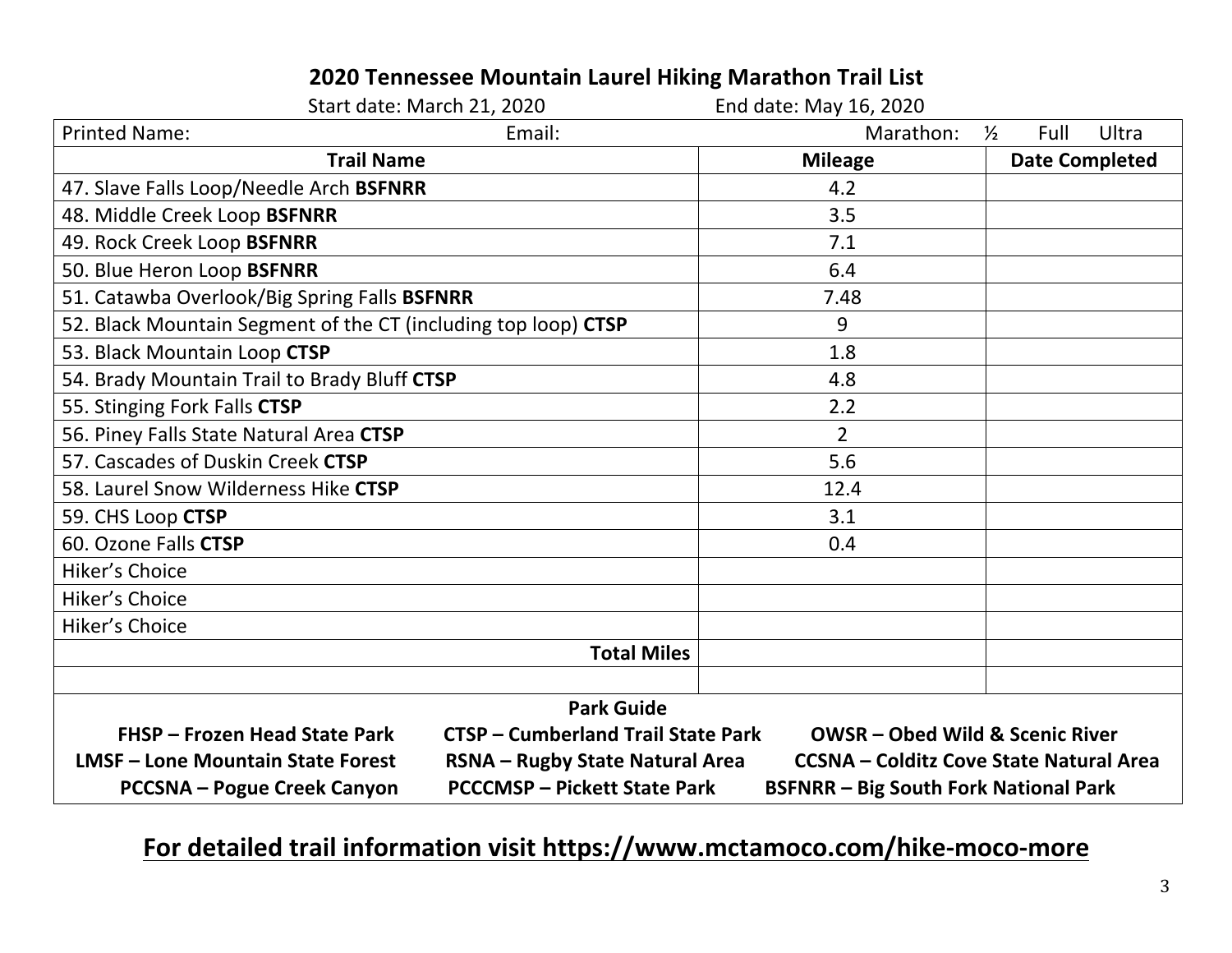# 2020 Tennessee Mountain Laurel Hiking Marathon Trail List

Start date: March 21, 2020 End date: May 16, 2020

| Printed Name: | Email: | Marathon: ½ Full Ultra |
|---|---|---|

| Trail Name | Mileage | Date Completed |
|---|---|---|
| 47. Slave Falls Loop/Needle Arch **BSFNRR** | 4.2 | |
| 48. Middle Creek Loop **BSFNRR** | 3.5 | |
| 49. Rock Creek Loop **BSFNRR** | 7.1 | |
| 50. Blue Heron Loop **BSFNRR** | 6.4 | |
| 51. Catawba Overlook/Big Spring Falls **BSFNRR** | 7.48 | |
| 52. Black Mountain Segment of the CT (including top loop) **CTSP** | 9 | |
| 53. Black Mountain Loop **CTSP** | 1.8 | |
| 54. Brady Mountain Trail to Brady Bluff **CTSP** | 4.8 | |
| 55. Stinging Fork Falls **CTSP** | 2.2 | |
| 56. Piney Falls State Natural Area **CTSP** | 2 | |
| 57. Cascades of Duskin Creek **CTSP** | 5.6 | |
| 58. Laurel Snow Wilderness Hike **CTSP** | 12.4 | |
| 59. CHS Loop **CTSP** | 3.1 | |
| 60. Ozone Falls **CTSP** | 0.4 | |
| Hiker's Choice | | |
| Hiker's Choice | | |
| Hiker's Choice | | |
| **Total Miles** | | |
| | | |

**Park Guide**

**FHSP – Frozen Head State Park** **CTSP – Cumberland Trail State Park** **OWSR – Obed Wild & Scenic River**

**LMSF – Lone Mountain State Forest** **RSNA – Rugby State Natural Area** **CCSNA – Colditz Cove State Natural Area**

**PCCSNA – Pogue Creek Canyon** **PCCCMSP – Pickett State Park** **BSFNRR – Big South Fork National Park**

## For detailed trail information visit https://www.mctamoco.com/hike-moco-more